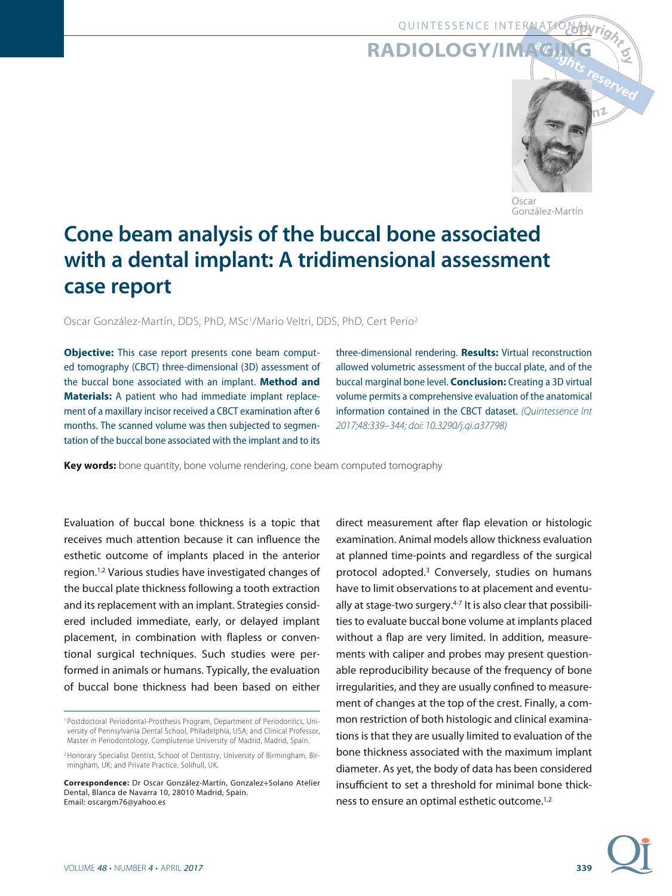RADIOLOGY/IMAGING

Oscar González-Martín

# Cone beam analysis of the buccal bone associated with a dental implant: A tridimensional assessment case report

Oscar González-Martín, DDS, PhD, MSc[1]/Mario Veltri, DDS, PhD, Cert Perio[2]

**Objective:** This case report presents cone beam computed tomography (CBCT) three-dimensional (3D) assessment of the buccal bone associated with an implant. **Method and Materials:** A patient who had immediate implant replacement of a maxillary incisor received a CBCT examination after 6 months. The scanned volume was then subjected to segmentation of the buccal bone associated with the implant and to its three-dimensional rendering. **Results:** Virtual reconstruction allowed volumetric assessment of the buccal plate, and of the buccal marginal bone level. **Conclusion:** Creating a 3D virtual volume permits a comprehensive evaluation of the anatomical information contained in the CBCT dataset. *(Quintessence Int 2017;48:339–344; doi: 10.3290/j.qi.a37798)*

**Key words:** bone quantity, bone volume rendering, cone beam computed tomography

Evaluation of buccal bone thickness is a topic that receives much attention because it can influence the esthetic outcome of implants placed in the anterior region.[1,2] Various studies have investigated changes of the buccal plate thickness following a tooth extraction and its replacement with an implant. Strategies considered included immediate, early, or delayed implant placement, in combination with flapless or conventional surgical techniques. Such studies were performed in animals or humans. Typically, the evaluation of buccal bone thickness had been based on either direct measurement after flap elevation or histologic examination. Animal models allow thickness evaluation at planned time-points and regardless of the surgical protocol adopted.[3] Conversely, studies on humans have to limit observations to at placement and eventually at stage-two surgery.[4-7] It is also clear that possibilities to evaluate buccal bone volume at implants placed without a flap are very limited. In addition, measurements with caliper and probes may present questionable reproducibility because of the frequency of bone irregularities, and they are usually confined to measurement of changes at the top of the crest. Finally, a common restriction of both histologic and clinical examinations is that they are usually limited to evaluation of the bone thickness associated with the maximum implant diameter. As yet, the body of data has been considered insufficient to set a threshold for minimal bone thickness to ensure an optimal esthetic outcome.[1,2]

[1] Postdoctoral Periodontal-Prosthesis Program, Department of Periodontics, University of Pennsylvania Dental School, Philadelphia, USA; and Clinical Professor, Master in Periodontology, Complutense University of Madrid, Madrid, Spain.

[2] Honorary Specialist Dentist, School of Dentistry, University of Birmingham, Birmingham, UK; and Private Practice, Solihull, UK.

**Correspondence:** Dr Oscar González-Martín, Gonzalez+Solano Atelier Dental, Blanca de Navarra 10, 28010 Madrid, Spain. Email: oscargm76@yahoo.es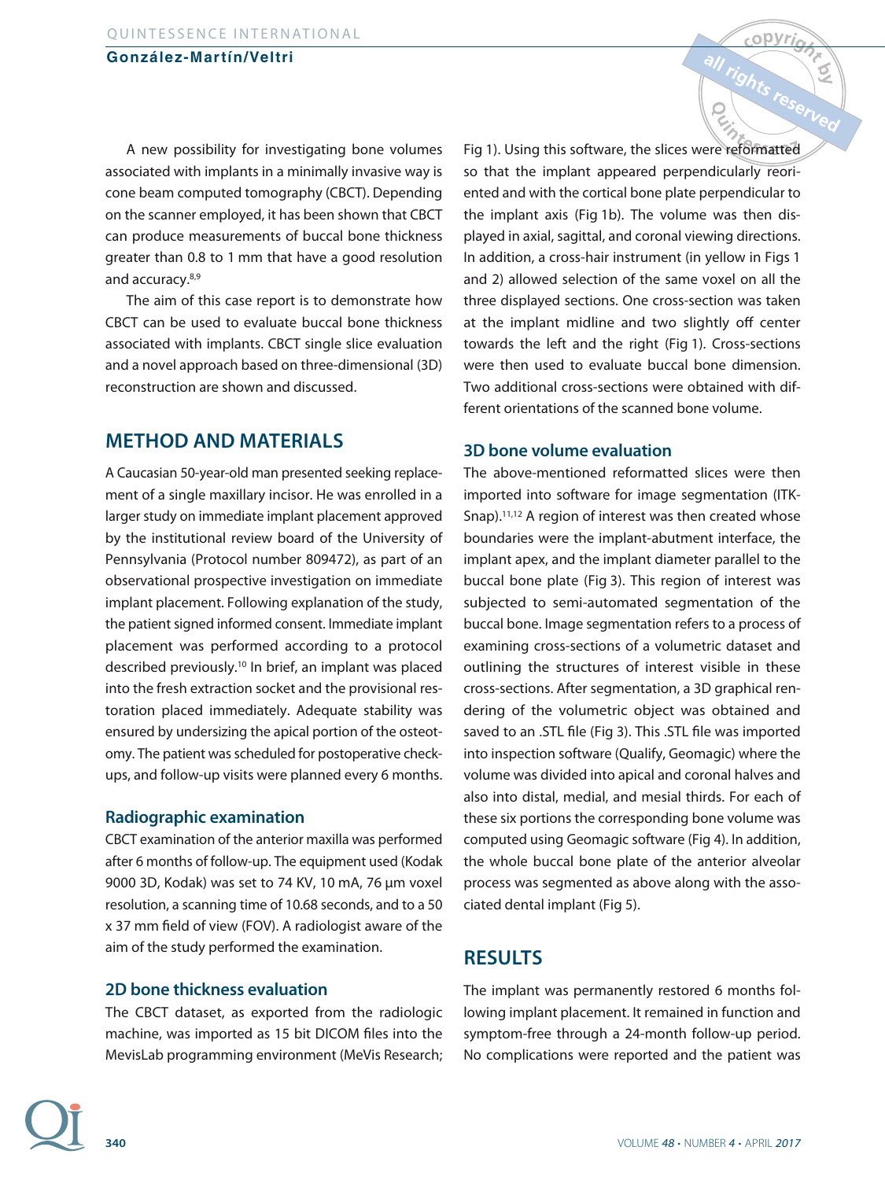A new possibility for investigating bone volumes associated with implants in a minimally invasive way is cone beam computed tomography (CBCT). Depending on the scanner employed, it has been shown that CBCT can produce measurements of buccal bone thickness greater than 0.8 to 1 mm that have a good resolution and accuracy.[8,9]

The aim of this case report is to demonstrate how CBCT can be used to evaluate buccal bone thickness associated with implants. CBCT single slice evaluation and a novel approach based on three-dimensional (3D) reconstruction are shown and discussed.

## METHOD AND MATERIALS

A Caucasian 50-year-old man presented seeking replacement of a single maxillary incisor. He was enrolled in a larger study on immediate implant placement approved by the institutional review board of the University of Pennsylvania (Protocol number 809472), as part of an observational prospective investigation on immediate implant placement. Following explanation of the study, the patient signed informed consent. Immediate implant placement was performed according to a protocol described previously.[10] In brief, an implant was placed into the fresh extraction socket and the provisional restoration placed immediately. Adequate stability was ensured by undersizing the apical portion of the osteotomy. The patient was scheduled for postoperative checkups, and follow-up visits were planned every 6 months.

### Radiographic examination

CBCT examination of the anterior maxilla was performed after 6 months of follow-up. The equipment used (Kodak 9000 3D, Kodak) was set to 74 KV, 10 mA, 76 µm voxel resolution, a scanning time of 10.68 seconds, and to a 50 x 37 mm field of view (FOV). A radiologist aware of the aim of the study performed the examination.

### 2D bone thickness evaluation

The CBCT dataset, as exported from the radiologic machine, was imported as 15 bit DICOM files into the MevisLab programming environment (MeVis Research; Fig 1). Using this software, the slices were reformatted so that the implant appeared perpendicularly reoriented and with the cortical bone plate perpendicular to the implant axis (Fig 1b). The volume was then displayed in axial, sagittal, and coronal viewing directions. In addition, a cross-hair instrument (in yellow in Figs 1 and 2) allowed selection of the same voxel on all the three displayed sections. One cross-section was taken at the implant midline and two slightly off center towards the left and the right (Fig 1). Cross-sections were then used to evaluate buccal bone dimension. Two additional cross-sections were obtained with different orientations of the scanned bone volume.

### 3D bone volume evaluation

The above-mentioned reformatted slices were then imported into software for image segmentation (ITK-Snap).[11,12] A region of interest was then created whose boundaries were the implant-abutment interface, the implant apex, and the implant diameter parallel to the buccal bone plate (Fig 3). This region of interest was subjected to semi-automated segmentation of the buccal bone. Image segmentation refers to a process of examining cross-sections of a volumetric dataset and outlining the structures of interest visible in these cross-sections. After segmentation, a 3D graphical rendering of the volumetric object was obtained and saved to an .STL file (Fig 3). This .STL file was imported into inspection software (Qualify, Geomagic) where the volume was divided into apical and coronal halves and also into distal, medial, and mesial thirds. For each of these six portions the corresponding bone volume was computed using Geomagic software (Fig 4). In addition, the whole buccal bone plate of the anterior alveolar process was segmented as above along with the associated dental implant (Fig 5).

## RESULTS

The implant was permanently restored 6 months following implant placement. It remained in function and symptom-free through a 24-month follow-up period. No complications were reported and the patient was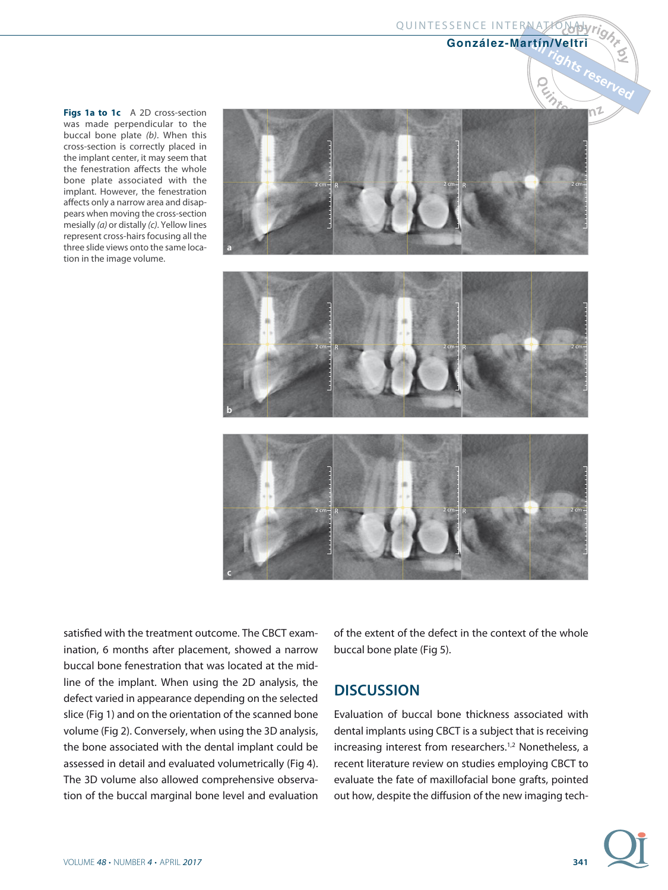**Figs 1a to 1c** A 2D cross-section was made perpendicular to the buccal bone plate *(b)*. When this cross-section is correctly placed in the implant center, it may seem that the fenestration affects the whole bone plate associated with the implant. However, the fenestration affects only a narrow area and disappears when moving the cross-section mesially *(a)* or distally *(c)*. Yellow lines represent cross-hairs focusing all the three slide views onto the same location in the image volume.

satisfied with the treatment outcome. The CBCT examination, 6 months after placement, showed a narrow buccal bone fenestration that was located at the midline of the implant. When using the 2D analysis, the defect varied in appearance depending on the selected slice (Fig 1) and on the orientation of the scanned bone volume (Fig 2). Conversely, when using the 3D analysis, the bone associated with the dental implant could be assessed in detail and evaluated volumetrically (Fig 4). The 3D volume also allowed comprehensive observation of the buccal marginal bone level and evaluation of the extent of the defect in the context of the whole buccal bone plate (Fig 5).

## DISCUSSION

Evaluation of buccal bone thickness associated with dental implants using CBCT is a subject that is receiving increasing interest from researchers.[1,2] Nonetheless, a recent literature review on studies employing CBCT to evaluate the fate of maxillofacial bone grafts, pointed out how, despite the diffusion of the new imaging tech-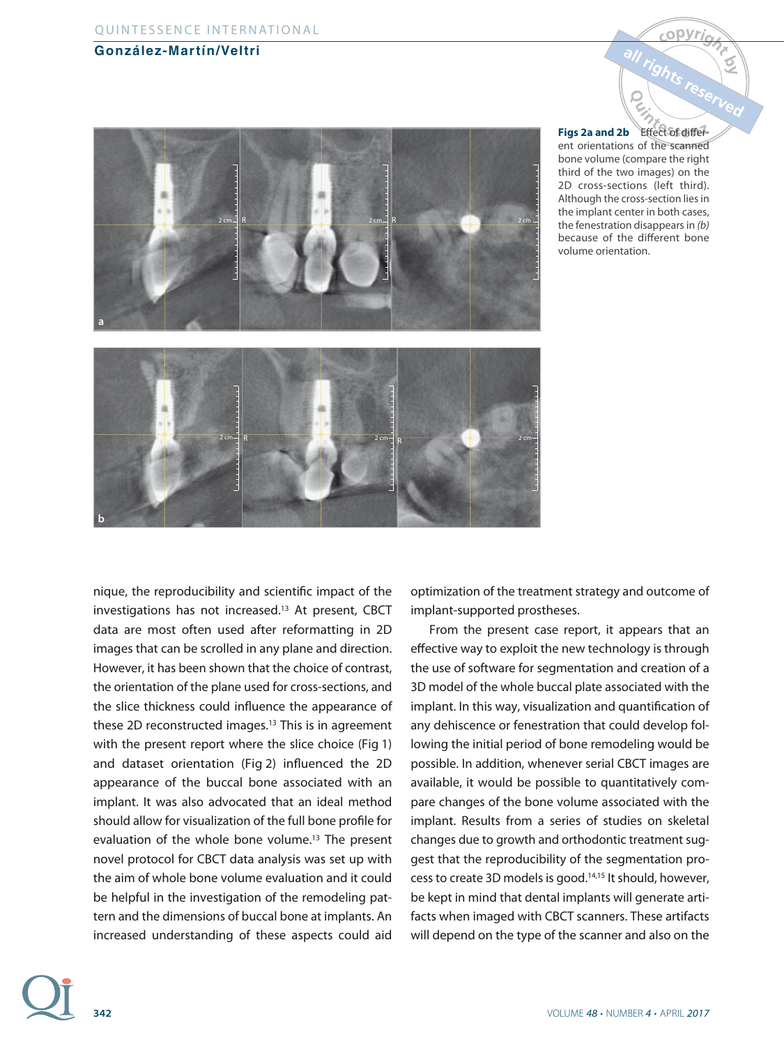**Figs 2a and 2b** Effect of different orientations of the scanned bone volume (compare the right third of the two images) on the 2D cross-sections (left third). Although the cross-section lies in the implant center in both cases, the fenestration disappears in *(b)* because of the different bone volume orientation.

nique, the reproducibility and scientific impact of the investigations has not increased.[13] At present, CBCT data are most often used after reformatting in 2D images that can be scrolled in any plane and direction. However, it has been shown that the choice of contrast, the orientation of the plane used for cross-sections, and the slice thickness could influence the appearance of these 2D reconstructed images.[13] This is in agreement with the present report where the slice choice (Fig 1) and dataset orientation (Fig 2) influenced the 2D appearance of the buccal bone associated with an implant. It was also advocated that an ideal method should allow for visualization of the full bone profile for evaluation of the whole bone volume.[13] The present novel protocol for CBCT data analysis was set up with the aim of whole bone volume evaluation and it could be helpful in the investigation of the remodeling pattern and the dimensions of buccal bone at implants. An increased understanding of these aspects could aid optimization of the treatment strategy and outcome of implant-supported prostheses.

From the present case report, it appears that an effective way to exploit the new technology is through the use of software for segmentation and creation of a 3D model of the whole buccal plate associated with the implant. In this way, visualization and quantification of any dehiscence or fenestration that could develop following the initial period of bone remodeling would be possible. In addition, whenever serial CBCT images are available, it would be possible to quantitatively compare changes of the bone volume associated with the implant. Results from a series of studies on skeletal changes due to growth and orthodontic treatment suggest that the reproducibility of the segmentation process to create 3D models is good.[14,15] It should, however, be kept in mind that dental implants will generate artifacts when imaged with CBCT scanners. These artifacts will depend on the type of the scanner and also on the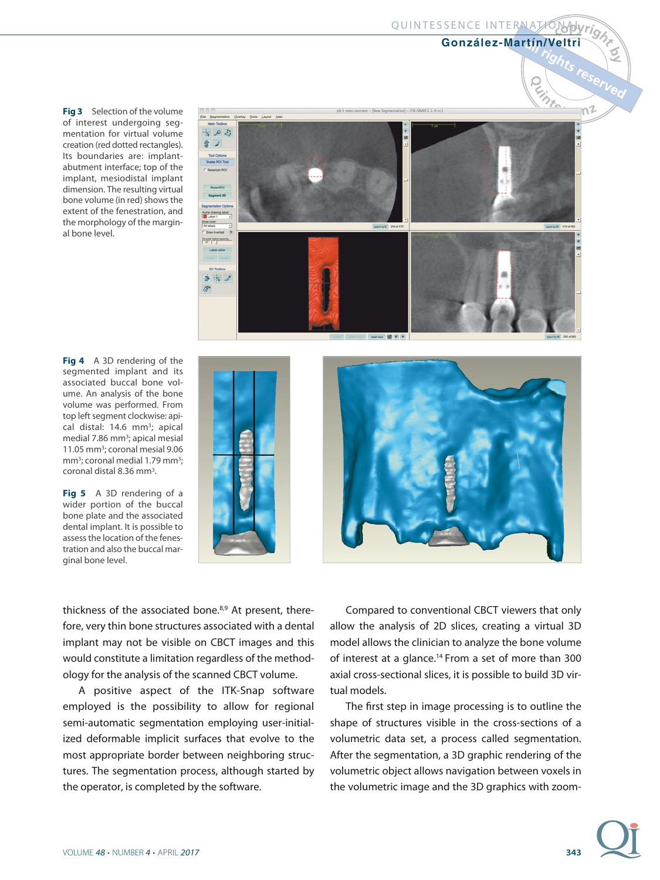**Fig 3** Selection of the volume of interest undergoing segmentation for virtual volume creation (red dotted rectangles). Its boundaries are: implant-abutment interface; top of the implant, mesiodistal implant dimension. The resulting virtual bone volume (in red) shows the extent of the fenestration, and the morphology of the marginal bone level.

**Fig 4** A 3D rendering of the segmented implant and its associated buccal bone volume. An analysis of the bone volume was performed. From top left segment clockwise: apical distal: 14.6 mm$^3$; apical medial 7.86 mm$^3$; apical mesial 11.05 mm$^3$; coronal mesial 9.06 mm$^3$; coronal medial 1.79 mm$^3$; coronal distal 8.36 mm$^3$.

**Fig 5** A 3D rendering of a wider portion of the buccal bone plate and the associated dental implant. It is possible to assess the location of the fenestration and also the buccal marginal bone level.

thickness of the associated bone.[8,9] At present, therefore, very thin bone structures associated with a dental implant may not be visible on CBCT images and this would constitute a limitation regardless of the methodology for the analysis of the scanned CBCT volume.

A positive aspect of the ITK-Snap software employed is the possibility to allow for regional semi-automatic segmentation employing user-initialized deformable implicit surfaces that evolve to the most appropriate border between neighboring structures. The segmentation process, although started by the operator, is completed by the software.

Compared to conventional CBCT viewers that only allow the analysis of 2D slices, creating a virtual 3D model allows the clinician to analyze the bone volume of interest at a glance.[14] From a set of more than 300 axial cross-sectional slices, it is possible to build 3D virtual models.

The first step in image processing is to outline the shape of structures visible in the cross-sections of a volumetric data set, a process called segmentation. After the segmentation, a 3D graphic rendering of the volumetric object allows navigation between voxels in the volumetric image and the 3D graphics with zoom-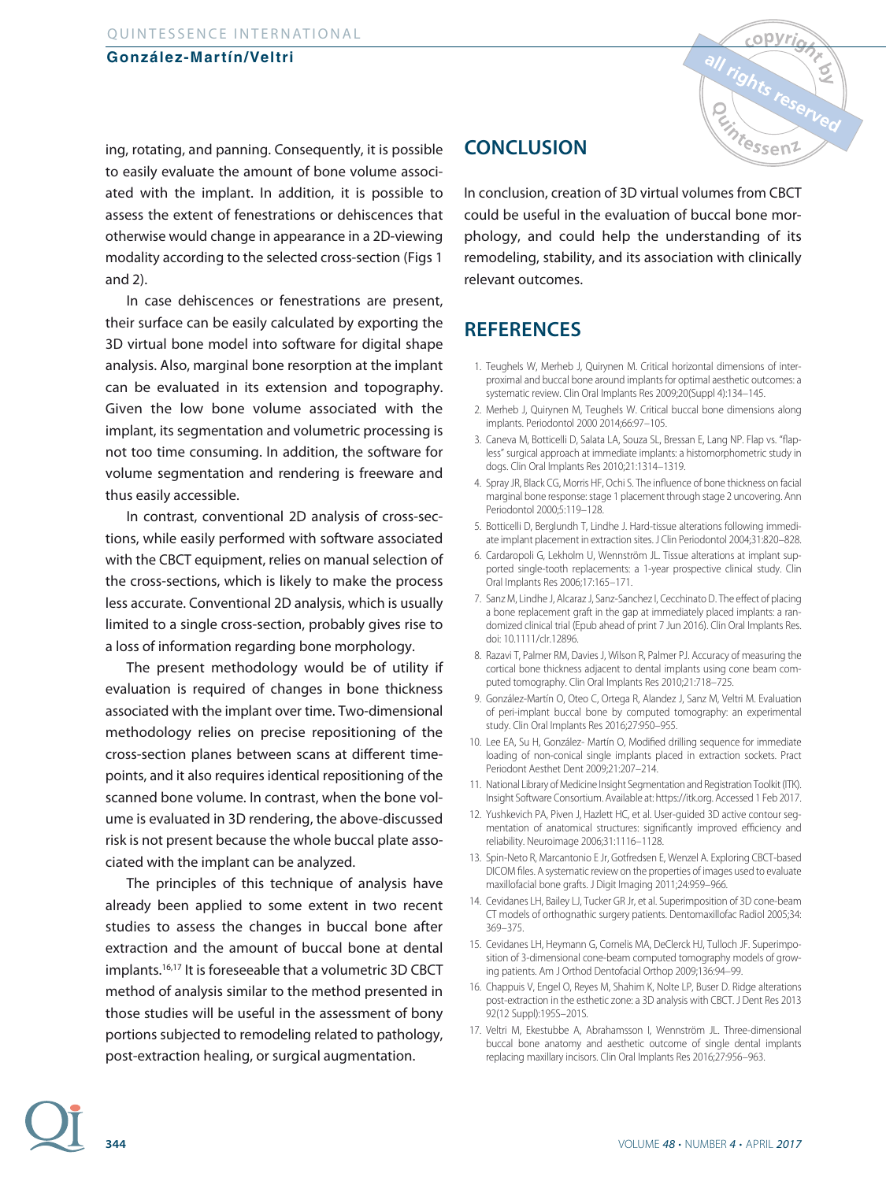ing, rotating, and panning. Consequently, it is possible to easily evaluate the amount of bone volume associated with the implant. In addition, it is possible to assess the extent of fenestrations or dehiscences that otherwise would change in appearance in a 2D-viewing modality according to the selected cross-section (Figs 1 and 2).

In case dehiscences or fenestrations are present, their surface can be easily calculated by exporting the 3D virtual bone model into software for digital shape analysis. Also, marginal bone resorption at the implant can be evaluated in its extension and topography. Given the low bone volume associated with the implant, its segmentation and volumetric processing is not too time consuming. In addition, the software for volume segmentation and rendering is freeware and thus easily accessible.

In contrast, conventional 2D analysis of cross-sections, while easily performed with software associated with the CBCT equipment, relies on manual selection of the cross-sections, which is likely to make the process less accurate. Conventional 2D analysis, which is usually limited to a single cross-section, probably gives rise to a loss of information regarding bone morphology.

The present methodology would be of utility if evaluation is required of changes in bone thickness associated with the implant over time. Two-dimensional methodology relies on precise repositioning of the cross-section planes between scans at different time-points, and it also requires identical repositioning of the scanned bone volume. In contrast, when the bone volume is evaluated in 3D rendering, the above-discussed risk is not present because the whole buccal plate associated with the implant can be analyzed.

The principles of this technique of analysis have already been applied to some extent in two recent studies to assess the changes in buccal bone after extraction and the amount of buccal bone at dental implants.[16,17] It is foreseeable that a volumetric 3D CBCT method of analysis similar to the method presented in those studies will be useful in the assessment of bony portions subjected to remodeling related to pathology, post-extraction healing, or surgical augmentation.

## CONCLUSION

In conclusion, creation of 3D virtual volumes from CBCT could be useful in the evaluation of buccal bone morphology, and could help the understanding of its remodeling, stability, and its association with clinically relevant outcomes.

## REFERENCES

1. Teughels W, Merheb J, Quirynen M. Critical horizontal dimensions of interproximal and buccal bone around implants for optimal aesthetic outcomes: a systematic review. Clin Oral Implants Res 2009;20(Suppl 4):134–145.
2. Merheb J, Quirynen M, Teughels W. Critical buccal bone dimensions along implants. Periodontol 2000 2014;66:97–105.
3. Caneva M, Botticelli D, Salata LA, Souza SL, Bressan E, Lang NP. Flap vs. "flapless" surgical approach at immediate implants: a histomorphometric study in dogs. Clin Oral Implants Res 2010;21:1314–1319.
4. Spray JR, Black CG, Morris HF, Ochi S. The influence of bone thickness on facial marginal bone response: stage 1 placement through stage 2 uncovering. Ann Periodontol 2000;5:119–128.
5. Botticelli D, Berglundh T, Lindhe J. Hard-tissue alterations following immediate implant placement in extraction sites. J Clin Periodontol 2004;31:820–828.
6. Cardaropoli G, Lekholm U, Wennström JL. Tissue alterations at implant supported single-tooth replacements: a 1-year prospective clinical study. Clin Oral Implants Res 2006;17:165–171.
7. Sanz M, Lindhe J, Alcaraz J, Sanz-Sanchez I, Cecchinato D. The effect of placing a bone replacement graft in the gap at immediately placed implants: a randomized clinical trial (Epub ahead of print 7 Jun 2016). Clin Oral Implants Res. doi: 10.1111/clr.12896.
8. Razavi T, Palmer RM, Davies J, Wilson R, Palmer PJ. Accuracy of measuring the cortical bone thickness adjacent to dental implants using cone beam computed tomography. Clin Oral Implants Res 2010;21:718–725.
9. González-Martín O, Oteo C, Ortega R, Alandez J, Sanz M, Veltri M. Evaluation of peri-implant buccal bone by computed tomography: an experimental study. Clin Oral Implants Res 2016;27:950–955.
10. Lee EA, Su H, González- Martín O, Modified drilling sequence for immediate loading of non-conical single implants placed in extraction sockets. Pract Periodont Aesthet Dent 2009;21:207–214.
11. National Library of Medicine Insight Segmentation and Registration Toolkit (ITK). Insight Software Consortium. Available at: https://itk.org. Accessed 1 Feb 2017.
12. Yushkevich PA, Piven J, Hazlett HC, et al. User-guided 3D active contour segmentation of anatomical structures: significantly improved efficiency and reliability. Neuroimage 2006;31:1116–1128.
13. Spin-Neto R, Marcantonio E Jr, Gotfredsen E, Wenzel A. Exploring CBCT-based DICOM files. A systematic review on the properties of images used to evaluate maxillofacial bone grafts. J Digit Imaging 2011;24:959–966.
14. Cevidanes LH, Bailey LJ, Tucker GR Jr, et al. Superimposition of 3D cone-beam CT models of orthognathic surgery patients. Dentomaxillofac Radiol 2005;34:369–375.
15. Cevidanes LH, Heymann G, Cornelis MA, DeClerck HJ, Tulloch JF. Superimposition of 3-dimensional cone-beam computed tomography models of growing patients. Am J Orthod Dentofacial Orthop 2009;136:94–99.
16. Chappuis V, Engel O, Reyes M, Shahim K, Nolte LP, Buser D. Ridge alterations post-extraction in the esthetic zone: a 3D analysis with CBCT. J Dent Res 2013 92(12 Suppl):195S–201S.
17. Veltri M, Ekestubbe A, Abrahamsson I, Wennström JL. Three-dimensional buccal bone anatomy and aesthetic outcome of single dental implants replacing maxillary incisors. Clin Oral Implants Res 2016;27:956–963.